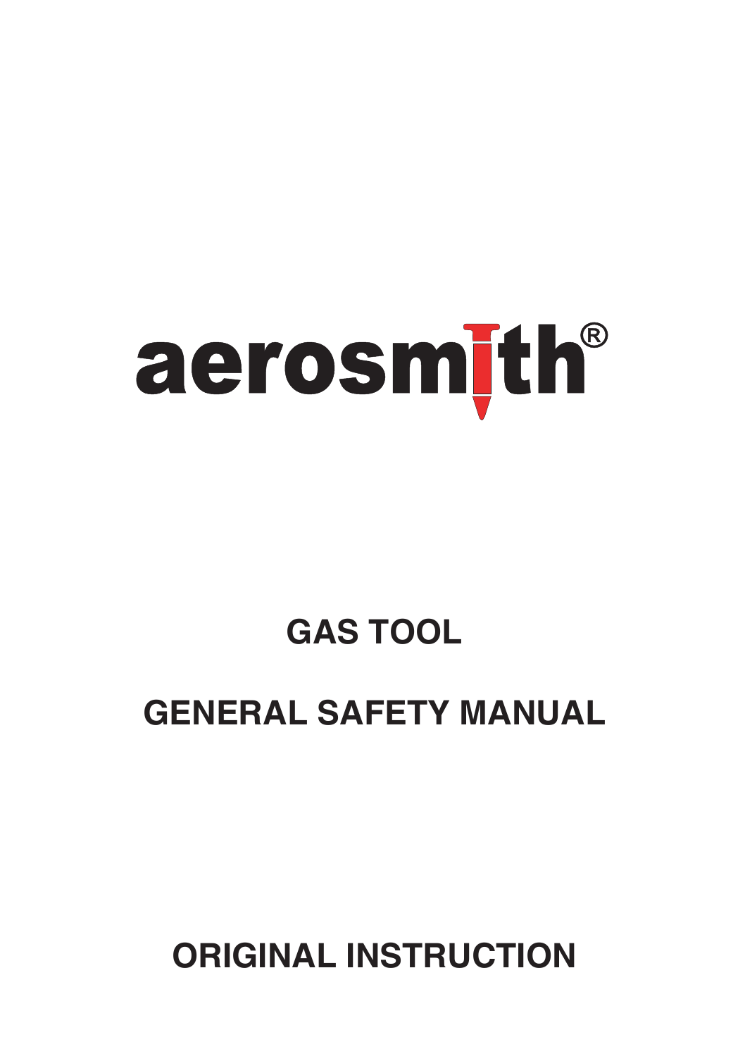aerosmith®

# GAS TOOL

# GENERAL SAFETY MANUAL

## ORIGINAL INSTRUCTION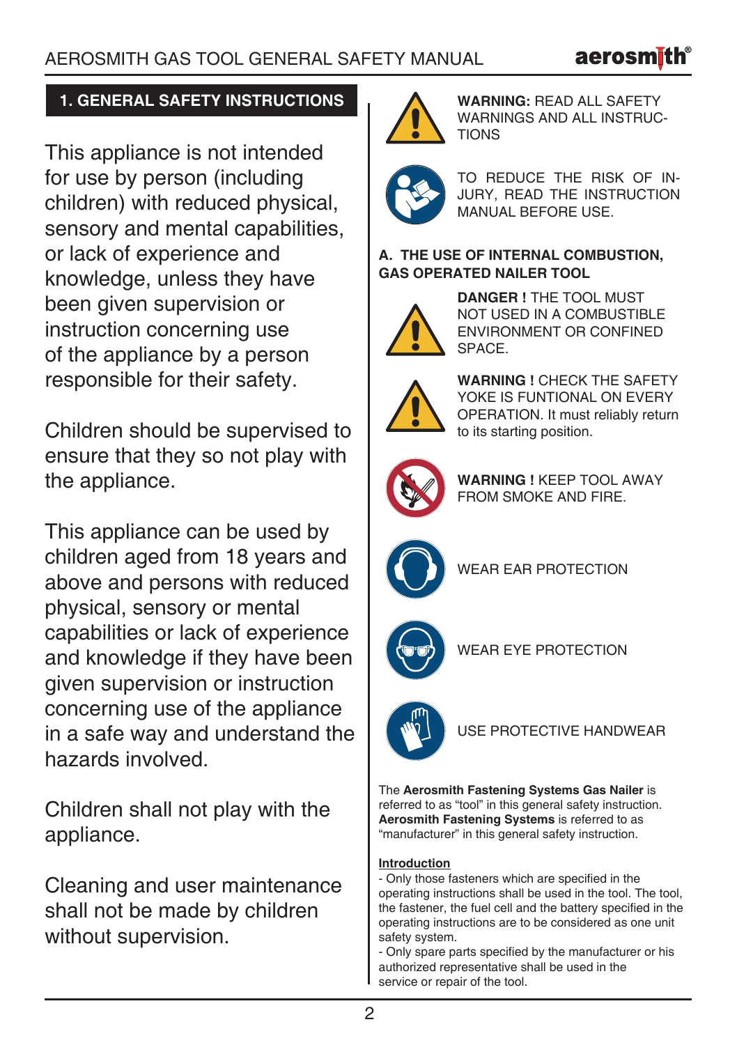## 1. GENERAL SAFETY INSTRUCTIONS

This appliance is not intended for use by person (including children) with reduced physical, sensory and mental capabilities, or lack of experience and knowledge, unless they have been given supervision or instruction concerning use of the appliance by a person responsible for their safety.

Children should be supervised to ensure that they so not play with the appliance.

This appliance can be used by children aged from 18 years and above and persons with reduced physical, sensory or mental capabilities or lack of experience and knowledge if they have been given supervision or instruction concerning use of the appliance in a safe way and understand the hazards involved.

Children shall not play with the appliance.

Cleaning and user maintenance shall not be made by children without supervision.

**WARNING:** READ ALL SAFETY WARNINGS AND ALL INSTRUCTIONS

TO REDUCE THE RISK OF INJURY, READ THE INSTRUCTION MANUAL BEFORE USE.

**A. THE USE OF INTERNAL COMBUSTION, GAS OPERATED NAILER TOOL**

**DANGER !** THE TOOL MUST NOT USED IN A COMBUSTIBLE ENVIRONMENT OR CONFINED SPACE.

**WARNING !** CHECK THE SAFETY YOKE IS FUNTIONAL ON EVERY OPERATION. It must reliably return to its starting position.

**WARNING !** KEEP TOOL AWAY FROM SMOKE AND FIRE.

WEAR EAR PROTECTION

WEAR EYE PROTECTION

USE PROTECTIVE HANDWEAR

The **Aerosmith Fastening Systems Gas Nailer** is referred to as "tool" in this general safety instruction. **Aerosmith Fastening Systems** is referred to as "manufacturer" in this general safety instruction.

**Introduction**

- Only those fasteners which are specified in the operating instructions shall be used in the tool. The tool, the fastener, the fuel cell and the battery specified in the operating instructions are to be considered as one unit safety system.
- Only spare parts specified by the manufacturer or his authorized representative shall be used in the service or repair of the tool.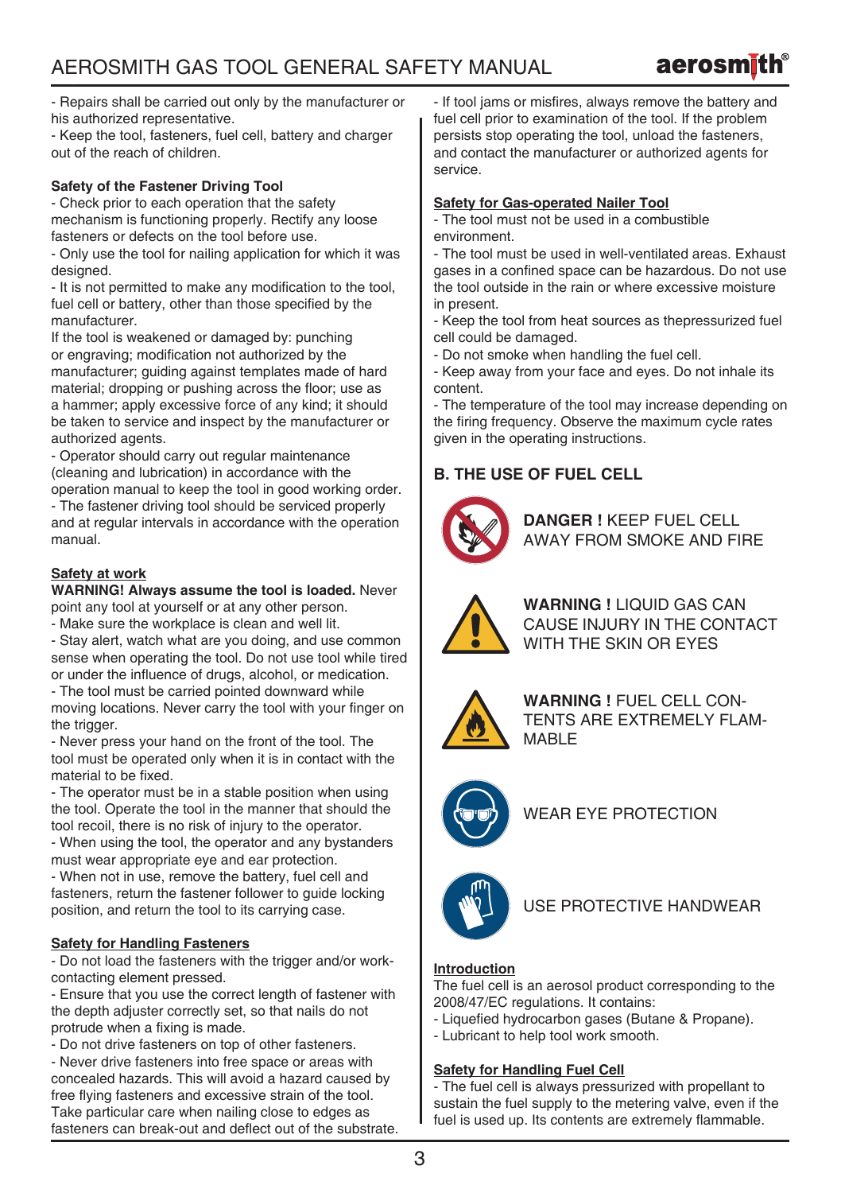- Repairs shall be carried out only by the manufacturer or his authorized representative.
- Keep the tool, fasteners, fuel cell, battery and charger out of the reach of children.

**Safety of the Fastener Driving Tool**

- Check prior to each operation that the safety mechanism is functioning properly. Rectify any loose fasteners or defects on the tool before use.
- Only use the tool for nailing application for which it was designed.
- It is not permitted to make any modification to the tool, fuel cell or battery, other than those specified by the manufacturer.

If the tool is weakened or damaged by: punching or engraving; modification not authorized by the manufacturer; guiding against templates made of hard material; dropping or pushing across the floor; use as a hammer; apply excessive force of any kind; it should be taken to service and inspect by the manufacturer or authorized agents.

- Operator should carry out regular maintenance (cleaning and lubrication) in accordance with the operation manual to keep the tool in good working order.
- The fastener driving tool should be serviced properly and at regular intervals in accordance with the operation manual.

**Safety at work**

**WARNING! Always assume the tool is loaded.** Never point any tool at yourself or at any other person.

- Make sure the workplace is clean and well lit.
- Stay alert, watch what are you doing, and use common sense when operating the tool. Do not use tool while tired or under the influence of drugs, alcohol, or medication.
- The tool must be carried pointed downward while moving locations. Never carry the tool with your finger on the trigger.
- Never press your hand on the front of the tool. The tool must be operated only when it is in contact with the material to be fixed.
- The operator must be in a stable position when using the tool. Operate the tool in the manner that should the tool recoil, there is no risk of injury to the operator.
- When using the tool, the operator and any bystanders must wear appropriate eye and ear protection.
- When not in use, remove the battery, fuel cell and fasteners, return the fastener follower to guide locking position, and return the tool to its carrying case.

**Safety for Handling Fasteners**

- Do not load the fasteners with the trigger and/or work-contacting element pressed.
- Ensure that you use the correct length of fastener with the depth adjuster correctly set, so that nails do not protrude when a fixing is made.
- Do not drive fasteners on top of other fasteners.
- Never drive fasteners into free space or areas with concealed hazards. This will avoid a hazard caused by free flying fasteners and excessive strain of the tool. Take particular care when nailing close to edges as fasteners can break-out and deflect out of the substrate.
- If tool jams or misfires, always remove the battery and fuel cell prior to examination of the tool. If the problem persists stop operating the tool, unload the fasteners, and contact the manufacturer or authorized agents for service.

**Safety for Gas-operated Nailer Tool**

- The tool must not be used in a combustible environment.
- The tool must be used in well-ventilated areas. Exhaust gases in a confined space can be hazardous. Do not use the tool outside in the rain or where excessive moisture in present.
- Keep the tool from heat sources as thepressurized fuel cell could be damaged.
- Do not smoke when handling the fuel cell.
- Keep away from your face and eyes. Do not inhale its content.
- The temperature of the tool may increase depending on the firing frequency. Observe the maximum cycle rates given in the operating instructions.

## B. THE USE OF FUEL CELL

**DANGER !** KEEP FUEL CELL AWAY FROM SMOKE AND FIRE

**WARNING !** LIQUID GAS CAN CAUSE INJURY IN THE CONTACT WITH THE SKIN OR EYES

**WARNING !** FUEL CELL CONTENTS ARE EXTREMELY FLAMMABLE

WEAR EYE PROTECTION

USE PROTECTIVE HANDWEAR

**Introduction**

The fuel cell is an aerosol product corresponding to the 2008/47/EC regulations. It contains:

- Liquefied hydrocarbon gases (Butane & Propane).
- Lubricant to help tool work smooth.

**Safety for Handling Fuel Cell**

- The fuel cell is always pressurized with propellant to sustain the fuel supply to the metering valve, even if the fuel is used up. Its contents are extremely flammable.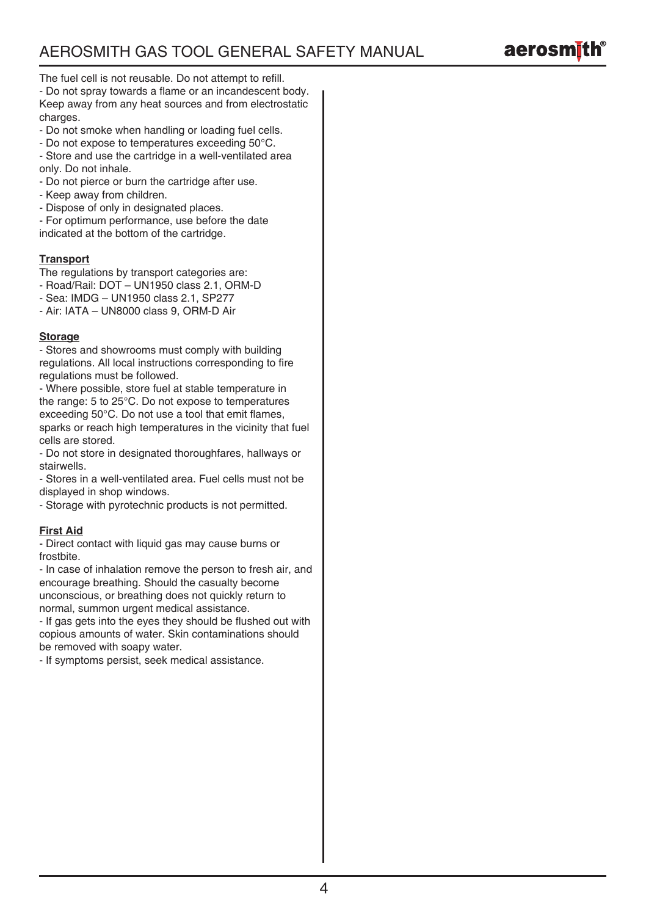The fuel cell is not reusable. Do not attempt to refill.

- Do not spray towards a flame or an incandescent body. Keep away from any heat sources and from electrostatic charges.
- Do not smoke when handling or loading fuel cells.
- Do not expose to temperatures exceeding 50°C.
- Store and use the cartridge in a well-ventilated area only. Do not inhale.
- Do not pierce or burn the cartridge after use.
- Keep away from children.
- Dispose of only in designated places.
- For optimum performance, use before the date indicated at the bottom of the cartridge.

**Transport**

The regulations by transport categories are:

- Road/Rail: DOT – UN1950 class 2.1, ORM-D
- Sea: IMDG – UN1950 class 2.1, SP277
- Air: IATA – UN8000 class 9, ORM-D Air

**Storage**

- Stores and showrooms must comply with building regulations. All local instructions corresponding to fire regulations must be followed.
- Where possible, store fuel at stable temperature in the range: 5 to 25°C. Do not expose to temperatures exceeding 50°C. Do not use a tool that emit flames, sparks or reach high temperatures in the vicinity that fuel cells are stored.
- Do not store in designated thoroughfares, hallways or stairwells.
- Stores in a well-ventilated area. Fuel cells must not be displayed in shop windows.
- Storage with pyrotechnic products is not permitted.

**First Aid**

- Direct contact with liquid gas may cause burns or frostbite.
- In case of inhalation remove the person to fresh air, and encourage breathing. Should the casualty become unconscious, or breathing does not quickly return to normal, summon urgent medical assistance.
- If gas gets into the eyes they should be flushed out with copious amounts of water. Skin contaminations should be removed with soapy water.
- If symptoms persist, seek medical assistance.